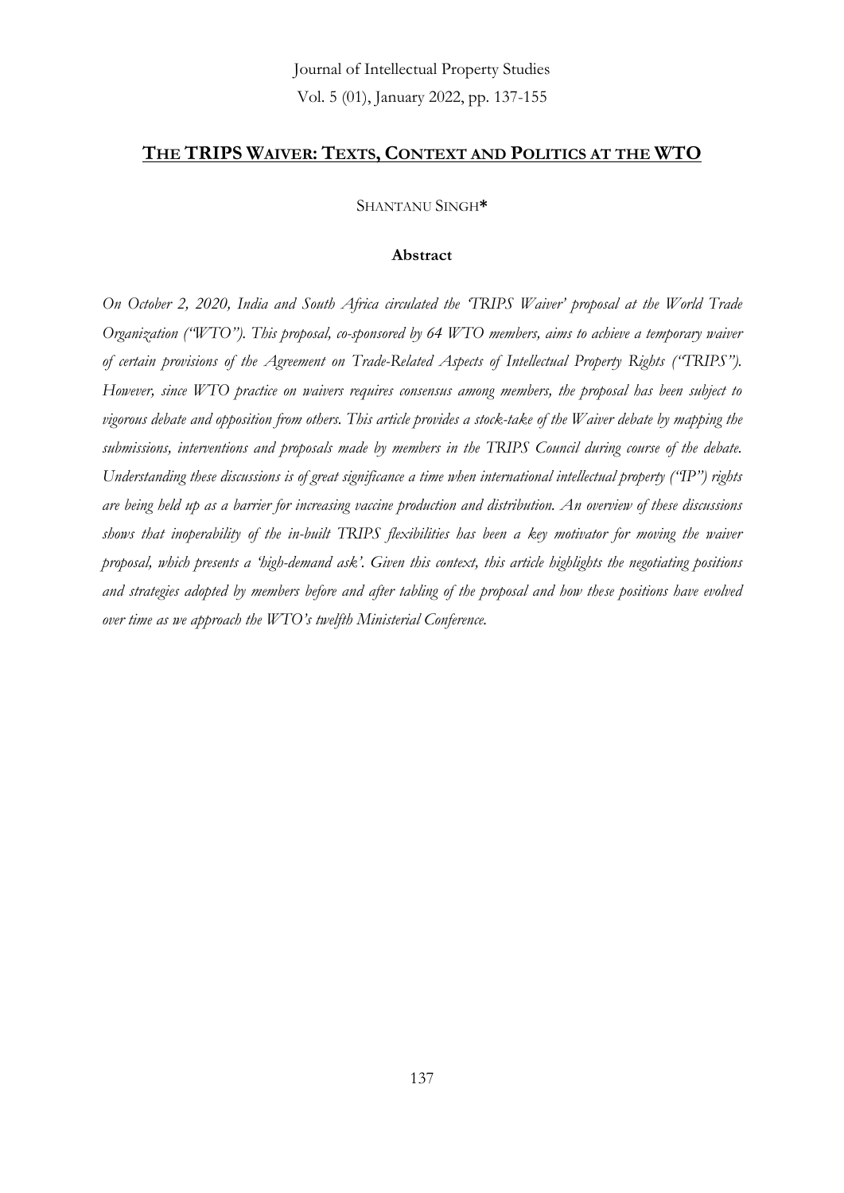# THE TRIPS WAIVER: TEXTS, CONTEXT AND POLITICS AT THE WTO

SHANTANU SINGH*

## Abstract

*On October 2, 2020, India and South Africa circulated the 'TRIPS Waiver' proposal at the World Trade Organization ("WTO"). This proposal, co-sponsored by 64 WTO members, aims to achieve a temporary waiver of certain provisions of the Agreement on Trade-Related Aspects of Intellectual Property Rights ("TRIPS"). However, since WTO practice on waivers requires consensus among members, the proposal has been subject to vigorous debate and opposition from others. This article provides a stock-take of the Waiver debate by mapping the submissions, interventions and proposals made by members in the TRIPS Council during course of the debate. Understanding these discussions is of great significance a time when international intellectual property ("IP") rights are being held up as a barrier for increasing vaccine production and distribution. An overview of these discussions shows that inoperability of the in-built TRIPS flexibilities has been a key motivator for moving the waiver proposal, which presents a 'high-demand ask'. Given this context, this article highlights the negotiating positions and strategies adopted by members before and after tabling of the proposal and how these positions have evolved over time as we approach the WTO's twelfth Ministerial Conference.*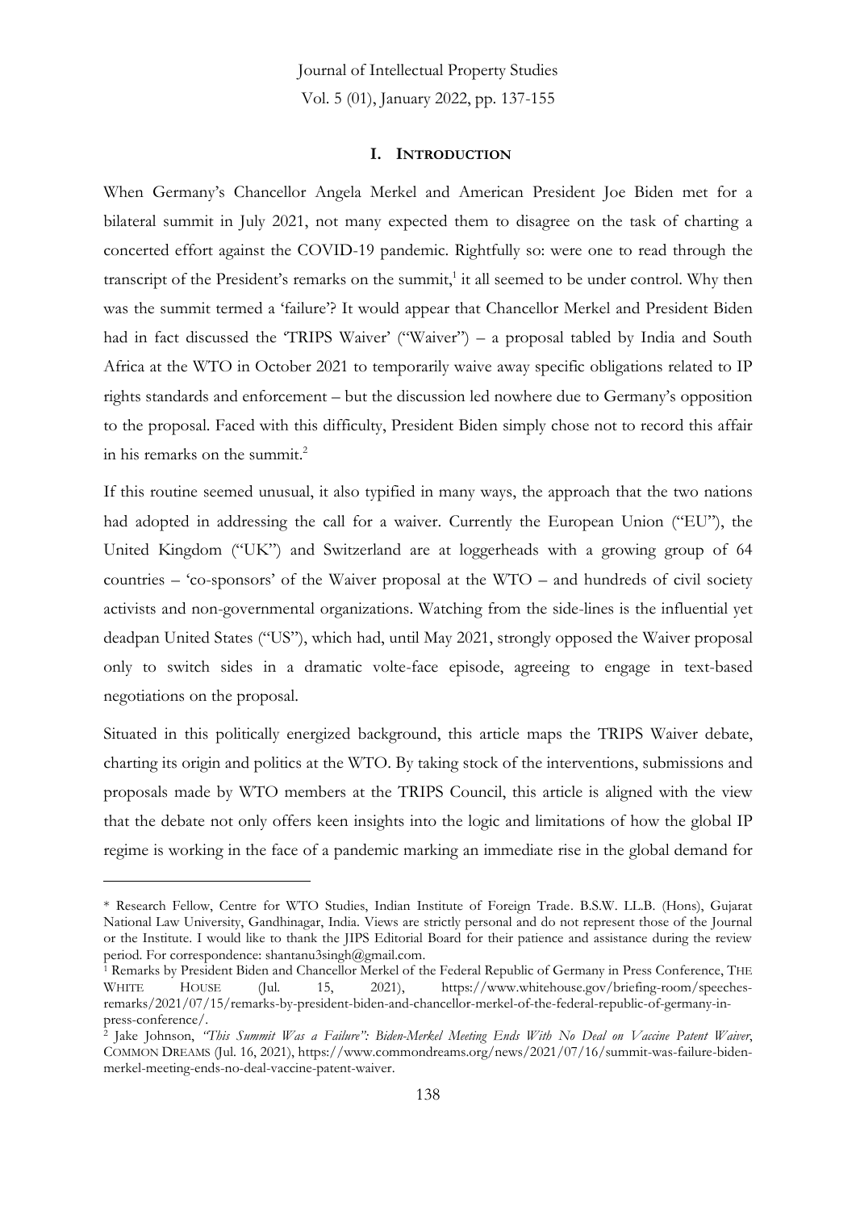## I. INTRODUCTION

When Germany's Chancellor Angela Merkel and American President Joe Biden met for a bilateral summit in July 2021, not many expected them to disagree on the task of charting a concerted effort against the COVID-19 pandemic. Rightfully so: were one to read through the transcript of the President's remarks on the summit,[1] it all seemed to be under control. Why then was the summit termed a 'failure'? It would appear that Chancellor Merkel and President Biden had in fact discussed the 'TRIPS Waiver' ("Waiver") – a proposal tabled by India and South Africa at the WTO in October 2021 to temporarily waive away specific obligations related to IP rights standards and enforcement – but the discussion led nowhere due to Germany's opposition to the proposal. Faced with this difficulty, President Biden simply chose not to record this affair in his remarks on the summit.[2]

If this routine seemed unusual, it also typified in many ways, the approach that the two nations had adopted in addressing the call for a waiver. Currently the European Union ("EU"), the United Kingdom ("UK") and Switzerland are at loggerheads with a growing group of 64 countries – 'co-sponsors' of the Waiver proposal at the WTO – and hundreds of civil society activists and non-governmental organizations. Watching from the side-lines is the influential yet deadpan United States ("US"), which had, until May 2021, strongly opposed the Waiver proposal only to switch sides in a dramatic volte-face episode, agreeing to engage in text-based negotiations on the proposal.

Situated in this politically energized background, this article maps the TRIPS Waiver debate, charting its origin and politics at the WTO. By taking stock of the interventions, submissions and proposals made by WTO members at the TRIPS Council, this article is aligned with the view that the debate not only offers keen insights into the logic and limitations of how the global IP regime is working in the face of a pandemic marking an immediate rise in the global demand for

---

\* Research Fellow, Centre for WTO Studies, Indian Institute of Foreign Trade. B.S.W. LL.B. (Hons), Gujarat National Law University, Gandhinagar, India. Views are strictly personal and do not represent those of the Journal or the Institute. I would like to thank the JIPS Editorial Board for their patience and assistance during the review period. For correspondence: shantanu3singh@gmail.com.

[1] Remarks by President Biden and Chancellor Merkel of the Federal Republic of Germany in Press Conference, THE WHITE HOUSE (Jul. 15, 2021), https://www.whitehouse.gov/briefing-room/speeches-remarks/2021/07/15/remarks-by-president-biden-and-chancellor-merkel-of-the-federal-republic-of-germany-in-press-conference/.

[2] Jake Johnson, *"This Summit Was a Failure": Biden-Merkel Meeting Ends With No Deal on Vaccine Patent Waiver*, COMMON DREAMS (Jul. 16, 2021), https://www.commondreams.org/news/2021/07/16/summit-was-failure-biden-merkel-meeting-ends-no-deal-vaccine-patent-waiver.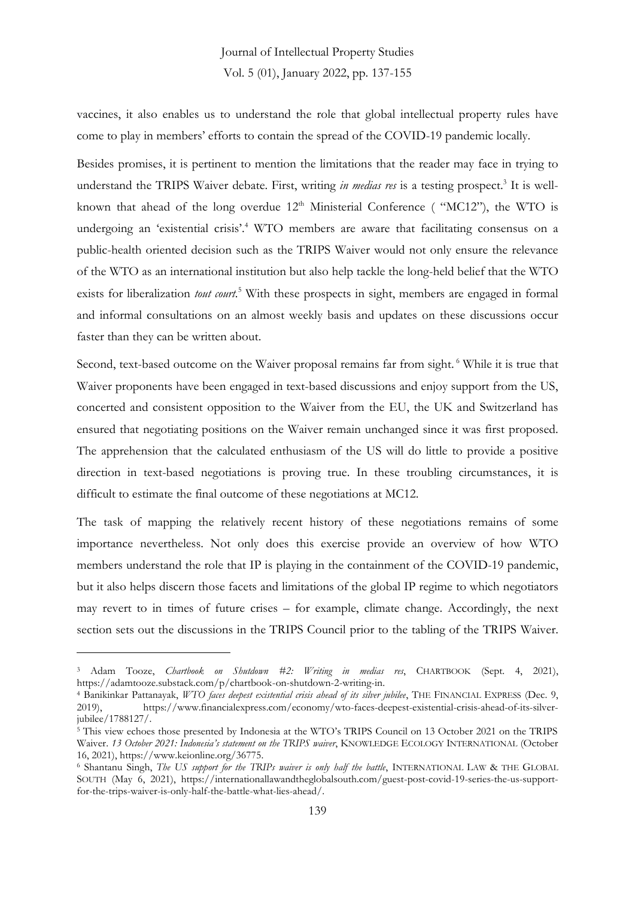vaccines, it also enables us to understand the role that global intellectual property rules have come to play in members' efforts to contain the spread of the COVID-19 pandemic locally.

Besides promises, it is pertinent to mention the limitations that the reader may face in trying to understand the TRIPS Waiver debate. First, writing *in medias res* is a testing prospect.[3] It is well-known that ahead of the long overdue 12th Ministerial Conference ( "MC12"), the WTO is undergoing an 'existential crisis'.[4] WTO members are aware that facilitating consensus on a public-health oriented decision such as the TRIPS Waiver would not only ensure the relevance of the WTO as an international institution but also help tackle the long-held belief that the WTO exists for liberalization *tout court*.[5] With these prospects in sight, members are engaged in formal and informal consultations on an almost weekly basis and updates on these discussions occur faster than they can be written about.

Second, text-based outcome on the Waiver proposal remains far from sight.[6] While it is true that Waiver proponents have been engaged in text-based discussions and enjoy support from the US, concerted and consistent opposition to the Waiver from the EU, the UK and Switzerland has ensured that negotiating positions on the Waiver remain unchanged since it was first proposed. The apprehension that the calculated enthusiasm of the US will do little to provide a positive direction in text-based negotiations is proving true. In these troubling circumstances, it is difficult to estimate the final outcome of these negotiations at MC12.

The task of mapping the relatively recent history of these negotiations remains of some importance nevertheless. Not only does this exercise provide an overview of how WTO members understand the role that IP is playing in the containment of the COVID-19 pandemic, but it also helps discern those facets and limitations of the global IP regime to which negotiators may revert to in times of future crises – for example, climate change. Accordingly, the next section sets out the discussions in the TRIPS Council prior to the tabling of the TRIPS Waiver.

---

[3] Adam Tooze, *Chartbook on Shutdown #2: Writing in medias res*, CHARTBOOK (Sept. 4, 2021), https://adamtooze.substack.com/p/chartbook-on-shutdown-2-writing-in.

[4] Banikinkar Pattanayak, *WTO faces deepest existential crisis ahead of its silver jubilee*, THE FINANCIAL EXPRESS (Dec. 9, 2019), https://www.financialexpress.com/economy/wto-faces-deepest-existential-crisis-ahead-of-its-silver-jubilee/1788127/.

[5] This view echoes those presented by Indonesia at the WTO's TRIPS Council on 13 October 2021 on the TRIPS Waiver. *13 October 2021: Indonesia's statement on the TRIPS waiver*, KNOWLEDGE ECOLOGY INTERNATIONAL (October 16, 2021), https://www.keionline.org/36775.

[6] Shantanu Singh, *The US support for the TRIPs waiver is only half the battle*, INTERNATIONAL LAW & THE GLOBAL SOUTH (May 6, 2021), https://internationallawandtheglobalsouth.com/guest-post-covid-19-series-the-us-support-for-the-trips-waiver-is-only-half-the-battle-what-lies-ahead/.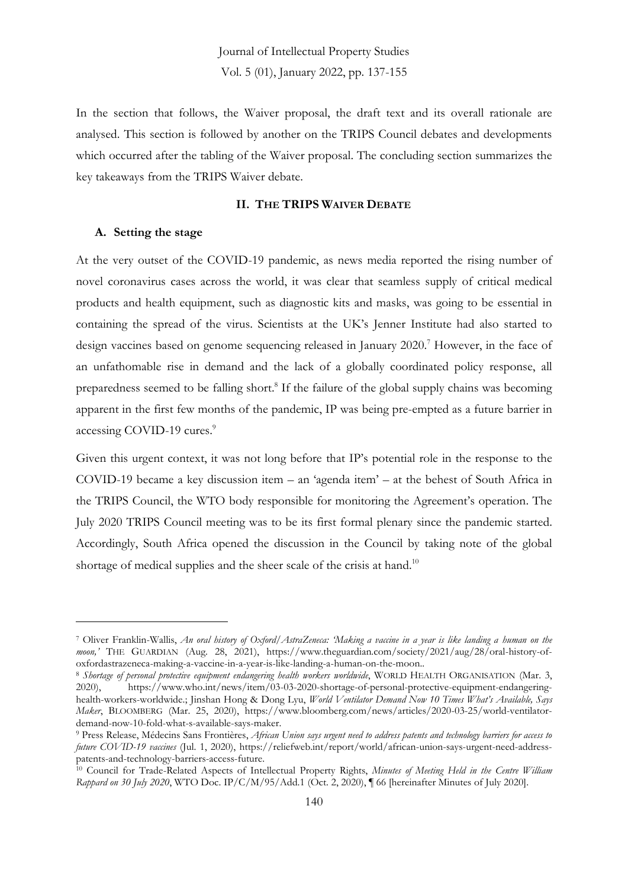In the section that follows, the Waiver proposal, the draft text and its overall rationale are analysed. This section is followed by another on the TRIPS Council debates and developments which occurred after the tabling of the Waiver proposal. The concluding section summarizes the key takeaways from the TRIPS Waiver debate.

## II. THE TRIPS WAIVER DEBATE

### A. Setting the stage

At the very outset of the COVID-19 pandemic, as news media reported the rising number of novel coronavirus cases across the world, it was clear that seamless supply of critical medical products and health equipment, such as diagnostic kits and masks, was going to be essential in containing the spread of the virus. Scientists at the UK's Jenner Institute had also started to design vaccines based on genome sequencing released in January 2020.[7] However, in the face of an unfathomable rise in demand and the lack of a globally coordinated policy response, all preparedness seemed to be falling short.[8] If the failure of the global supply chains was becoming apparent in the first few months of the pandemic, IP was being pre-empted as a future barrier in accessing COVID-19 cures.[9]

Given this urgent context, it was not long before that IP's potential role in the response to the COVID-19 became a key discussion item – an 'agenda item' – at the behest of South Africa in the TRIPS Council, the WTO body responsible for monitoring the Agreement's operation. The July 2020 TRIPS Council meeting was to be its first formal plenary since the pandemic started. Accordingly, South Africa opened the discussion in the Council by taking note of the global shortage of medical supplies and the sheer scale of the crisis at hand.[10]

---

[7] Oliver Franklin-Wallis, *An oral history of Oxford/AstraZeneca: 'Making a vaccine in a year is like landing a human on the moon,'* THE GUARDIAN (Aug. 28, 2021), https://www.theguardian.com/society/2021/aug/28/oral-history-of-oxfordastrazeneca-making-a-vaccine-in-a-year-is-like-landing-a-human-on-the-moon..

[8] *Shortage of personal protective equipment endangering health workers worldwide*, WORLD HEALTH ORGANISATION (Mar. 3, 2020), https://www.who.int/news/item/03-03-2020-shortage-of-personal-protective-equipment-endangering-health-workers-worldwide.; Jinshan Hong & Dong Lyu, *World Ventilator Demand Now 10 Times What's Available, Says Maker*, BLOOMBERG (Mar. 25, 2020), https://www.bloomberg.com/news/articles/2020-03-25/world-ventilator-demand-now-10-fold-what-s-available-says-maker.

[9] Press Release, Médecins Sans Frontières, *African Union says urgent need to address patents and technology barriers for access to future COVID-19 vaccines* (Jul. 1, 2020), https://reliefweb.int/report/world/african-union-says-urgent-need-address-patents-and-technology-barriers-access-future.

[10] Council for Trade-Related Aspects of Intellectual Property Rights, *Minutes of Meeting Held in the Centre William Rappard on 30 July 2020*, WTO Doc. IP/C/M/95/Add.1 (Oct. 2, 2020), ¶ 66 [hereinafter Minutes of July 2020].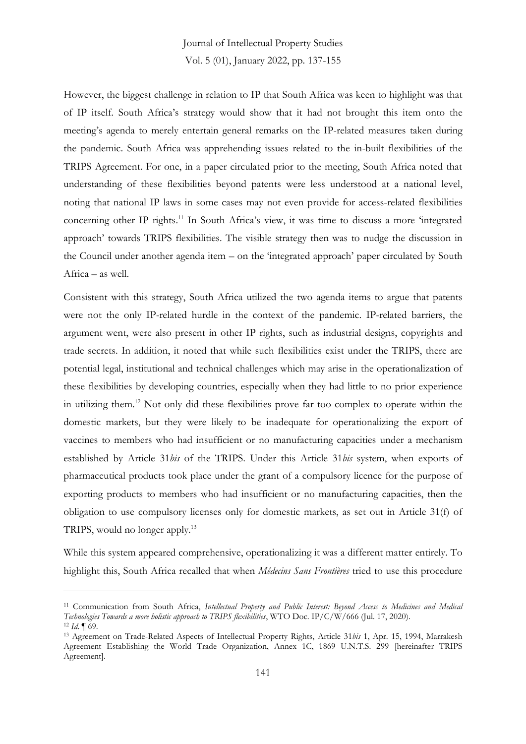However, the biggest challenge in relation to IP that South Africa was keen to highlight was that of IP itself. South Africa's strategy would show that it had not brought this item onto the meeting's agenda to merely entertain general remarks on the IP-related measures taken during the pandemic. South Africa was apprehending issues related to the in-built flexibilities of the TRIPS Agreement. For one, in a paper circulated prior to the meeting, South Africa noted that understanding of these flexibilities beyond patents were less understood at a national level, noting that national IP laws in some cases may not even provide for access-related flexibilities concerning other IP rights.[11] In South Africa's view, it was time to discuss a more 'integrated approach' towards TRIPS flexibilities. The visible strategy then was to nudge the discussion in the Council under another agenda item – on the 'integrated approach' paper circulated by South Africa – as well.

Consistent with this strategy, South Africa utilized the two agenda items to argue that patents were not the only IP-related hurdle in the context of the pandemic. IP-related barriers, the argument went, were also present in other IP rights, such as industrial designs, copyrights and trade secrets. In addition, it noted that while such flexibilities exist under the TRIPS, there are potential legal, institutional and technical challenges which may arise in the operationalization of these flexibilities by developing countries, especially when they had little to no prior experience in utilizing them.[12] Not only did these flexibilities prove far too complex to operate within the domestic markets, but they were likely to be inadequate for operationalizing the export of vaccines to members who had insufficient or no manufacturing capacities under a mechanism established by Article 31*bis* of the TRIPS. Under this Article 31*bis* system, when exports of pharmaceutical products took place under the grant of a compulsory licence for the purpose of exporting products to members who had insufficient or no manufacturing capacities, then the obligation to use compulsory licenses only for domestic markets, as set out in Article 31(f) of TRIPS, would no longer apply.[13]

While this system appeared comprehensive, operationalizing it was a different matter entirely. To highlight this, South Africa recalled that when *Médecins Sans Frontières* tried to use this procedure

---

[11] Communication from South Africa, *Intellectual Property and Public Interest: Beyond Access to Medicines and Medical Technologies Towards a more holistic approach to TRIPS flexibilities*, WTO Doc. IP/C/W/666 (Jul. 17, 2020).

[12] *Id.* ¶ 69.

[13] Agreement on Trade-Related Aspects of Intellectual Property Rights, Article 31*bis* 1, Apr. 15, 1994, Marrakesh Agreement Establishing the World Trade Organization, Annex 1C, 1869 U.N.T.S. 299 [hereinafter TRIPS Agreement].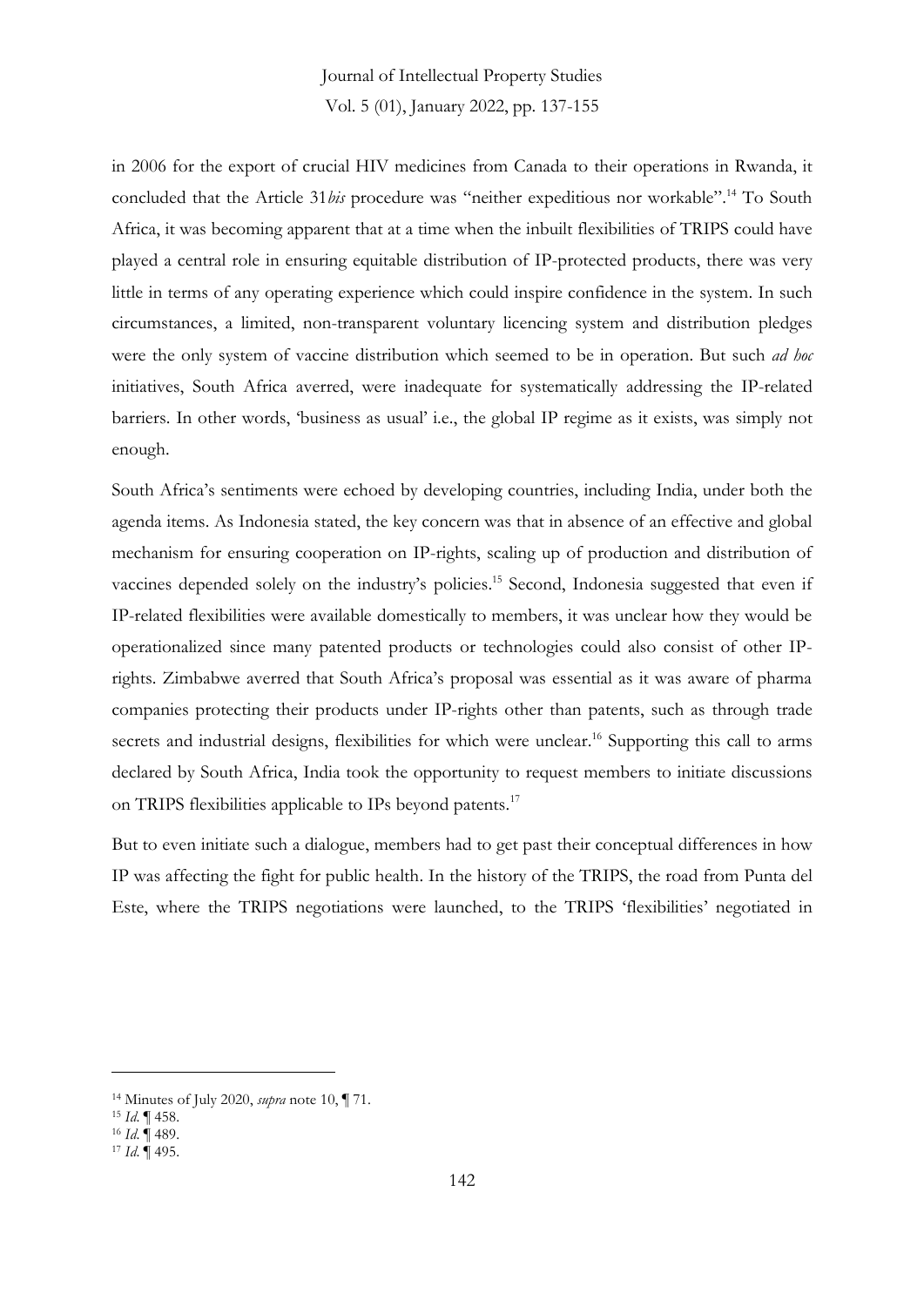in 2006 for the export of crucial HIV medicines from Canada to their operations in Rwanda, it concluded that the Article 31*bis* procedure was "neither expeditious nor workable".[14] To South Africa, it was becoming apparent that at a time when the inbuilt flexibilities of TRIPS could have played a central role in ensuring equitable distribution of IP-protected products, there was very little in terms of any operating experience which could inspire confidence in the system. In such circumstances, a limited, non-transparent voluntary licencing system and distribution pledges were the only system of vaccine distribution which seemed to be in operation. But such *ad hoc* initiatives, South Africa averred, were inadequate for systematically addressing the IP-related barriers. In other words, 'business as usual' i.e., the global IP regime as it exists, was simply not enough.

South Africa's sentiments were echoed by developing countries, including India, under both the agenda items. As Indonesia stated, the key concern was that in absence of an effective and global mechanism for ensuring cooperation on IP-rights, scaling up of production and distribution of vaccines depended solely on the industry's policies.[15] Second, Indonesia suggested that even if IP-related flexibilities were available domestically to members, it was unclear how they would be operationalized since many patented products or technologies could also consist of other IP-rights. Zimbabwe averred that South Africa's proposal was essential as it was aware of pharma companies protecting their products under IP-rights other than patents, such as through trade secrets and industrial designs, flexibilities for which were unclear.[16] Supporting this call to arms declared by South Africa, India took the opportunity to request members to initiate discussions on TRIPS flexibilities applicable to IPs beyond patents.[17]

But to even initiate such a dialogue, members had to get past their conceptual differences in how IP was affecting the fight for public health. In the history of the TRIPS, the road from Punta del Este, where the TRIPS negotiations were launched, to the TRIPS 'flexibilities' negotiated in

---

[14] Minutes of July 2020, *supra* note 10, ¶ 71.

[15] *Id.* ¶ 458.

[16] *Id.* ¶ 489.

[17] *Id.* ¶ 495.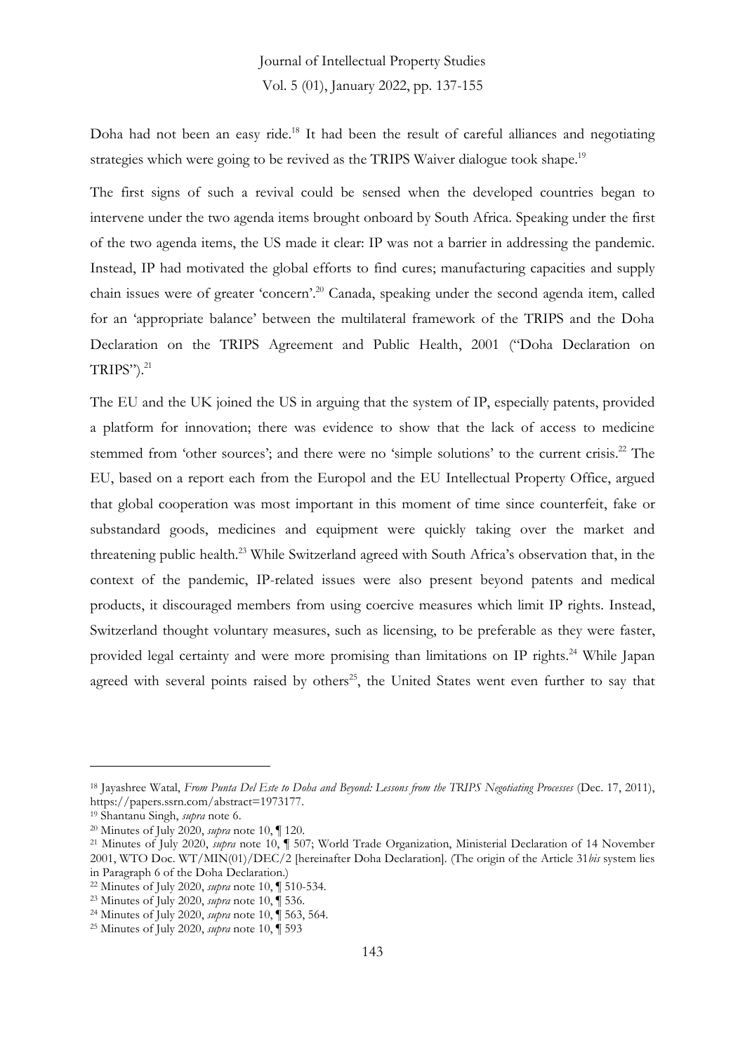Doha had not been an easy ride.[18] It had been the result of careful alliances and negotiating strategies which were going to be revived as the TRIPS Waiver dialogue took shape.[19]

The first signs of such a revival could be sensed when the developed countries began to intervene under the two agenda items brought onboard by South Africa. Speaking under the first of the two agenda items, the US made it clear: IP was not a barrier in addressing the pandemic. Instead, IP had motivated the global efforts to find cures; manufacturing capacities and supply chain issues were of greater 'concern'.[20] Canada, speaking under the second agenda item, called for an 'appropriate balance' between the multilateral framework of the TRIPS and the Doha Declaration on the TRIPS Agreement and Public Health, 2001 ("Doha Declaration on TRIPS").[21]

The EU and the UK joined the US in arguing that the system of IP, especially patents, provided a platform for innovation; there was evidence to show that the lack of access to medicine stemmed from 'other sources'; and there were no 'simple solutions' to the current crisis.[22] The EU, based on a report each from the Europol and the EU Intellectual Property Office, argued that global cooperation was most important in this moment of time since counterfeit, fake or substandard goods, medicines and equipment were quickly taking over the market and threatening public health.[23] While Switzerland agreed with South Africa's observation that, in the context of the pandemic, IP-related issues were also present beyond patents and medical products, it discouraged members from using coercive measures which limit IP rights. Instead, Switzerland thought voluntary measures, such as licensing, to be preferable as they were faster, provided legal certainty and were more promising than limitations on IP rights.[24] While Japan agreed with several points raised by others[25], the United States went even further to say that

---

[18] Jayashree Watal, *From Punta Del Este to Doha and Beyond: Lessons from the TRIPS Negotiating Processes* (Dec. 17, 2011), https://papers.ssrn.com/abstract=1973177.

[19] Shantanu Singh, *supra* note 6.

[20] Minutes of July 2020, *supra* note 10, ¶ 120.

[21] Minutes of July 2020, *supra* note 10, ¶ 507; World Trade Organization, Ministerial Declaration of 14 November 2001, WTO Doc. WT/MIN(01)/DEC/2 [hereinafter Doha Declaration]. (The origin of the Article 31*bis* system lies in Paragraph 6 of the Doha Declaration.)

[22] Minutes of July 2020, *supra* note 10, ¶ 510-534.

[23] Minutes of July 2020, *supra* note 10, ¶ 536.

[24] Minutes of July 2020, *supra* note 10, ¶ 563, 564.

[25] Minutes of July 2020, *supra* note 10, ¶ 593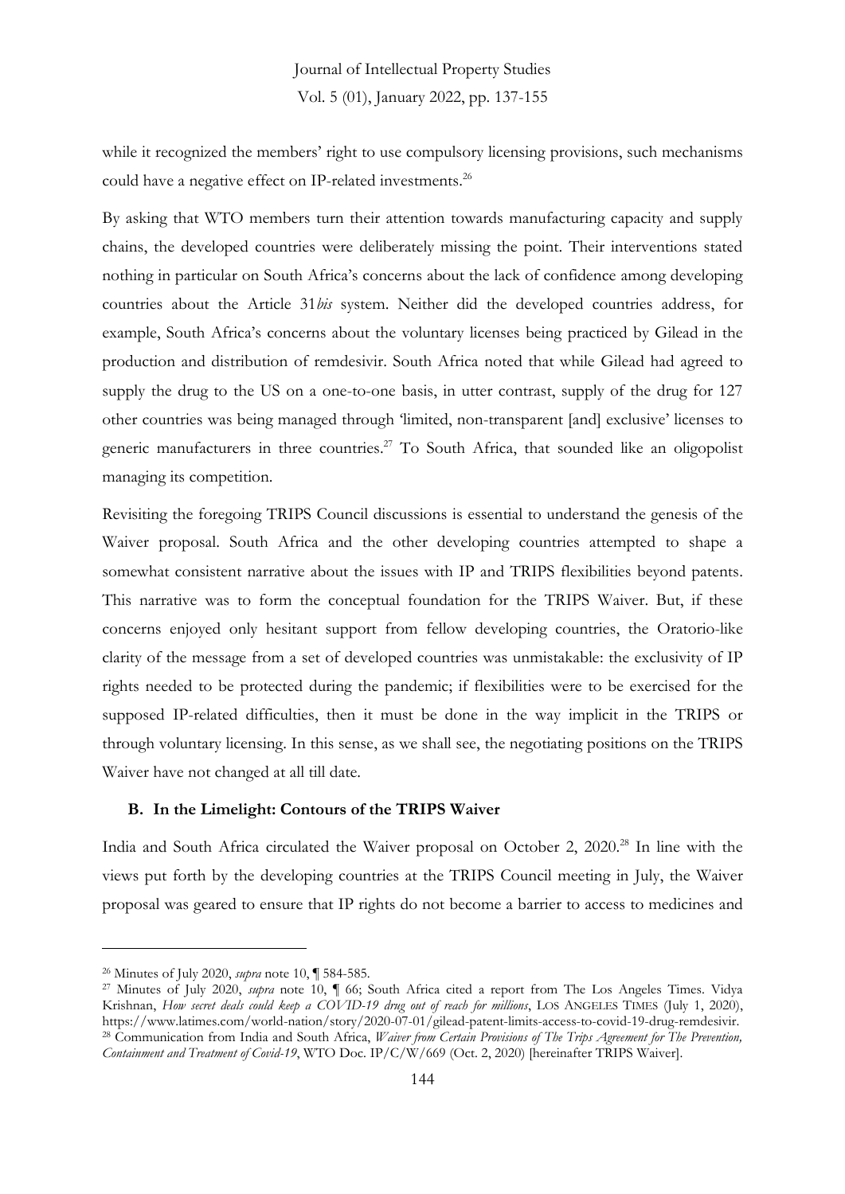while it recognized the members' right to use compulsory licensing provisions, such mechanisms could have a negative effect on IP-related investments.[26]

By asking that WTO members turn their attention towards manufacturing capacity and supply chains, the developed countries were deliberately missing the point. Their interventions stated nothing in particular on South Africa's concerns about the lack of confidence among developing countries about the Article 31*bis* system. Neither did the developed countries address, for example, South Africa's concerns about the voluntary licenses being practiced by Gilead in the production and distribution of remdesivir. South Africa noted that while Gilead had agreed to supply the drug to the US on a one-to-one basis, in utter contrast, supply of the drug for 127 other countries was being managed through 'limited, non-transparent [and] exclusive' licenses to generic manufacturers in three countries.[27] To South Africa, that sounded like an oligopolist managing its competition.

Revisiting the foregoing TRIPS Council discussions is essential to understand the genesis of the Waiver proposal. South Africa and the other developing countries attempted to shape a somewhat consistent narrative about the issues with IP and TRIPS flexibilities beyond patents. This narrative was to form the conceptual foundation for the TRIPS Waiver. But, if these concerns enjoyed only hesitant support from fellow developing countries, the Oratorio-like clarity of the message from a set of developed countries was unmistakable: the exclusivity of IP rights needed to be protected during the pandemic; if flexibilities were to be exercised for the supposed IP-related difficulties, then it must be done in the way implicit in the TRIPS or through voluntary licensing. In this sense, as we shall see, the negotiating positions on the TRIPS Waiver have not changed at all till date.

### B. In the Limelight: Contours of the TRIPS Waiver

India and South Africa circulated the Waiver proposal on October 2, 2020.[28] In line with the views put forth by the developing countries at the TRIPS Council meeting in July, the Waiver proposal was geared to ensure that IP rights do not become a barrier to access to medicines and

---

[26] Minutes of July 2020, *supra* note 10, ¶ 584-585.

[27] Minutes of July 2020, *supra* note 10, ¶ 66; South Africa cited a report from The Los Angeles Times. Vidya Krishnan, *How secret deals could keep a COVID-19 drug out of reach for millions*, LOS ANGELES TIMES (July 1, 2020), https://www.latimes.com/world-nation/story/2020-07-01/gilead-patent-limits-access-to-covid-19-drug-remdesivir.

[28] Communication from India and South Africa, *Waiver from Certain Provisions of The Trips Agreement for The Prevention, Containment and Treatment of Covid-19*, WTO Doc. IP/C/W/669 (Oct. 2, 2020) [hereinafter TRIPS Waiver].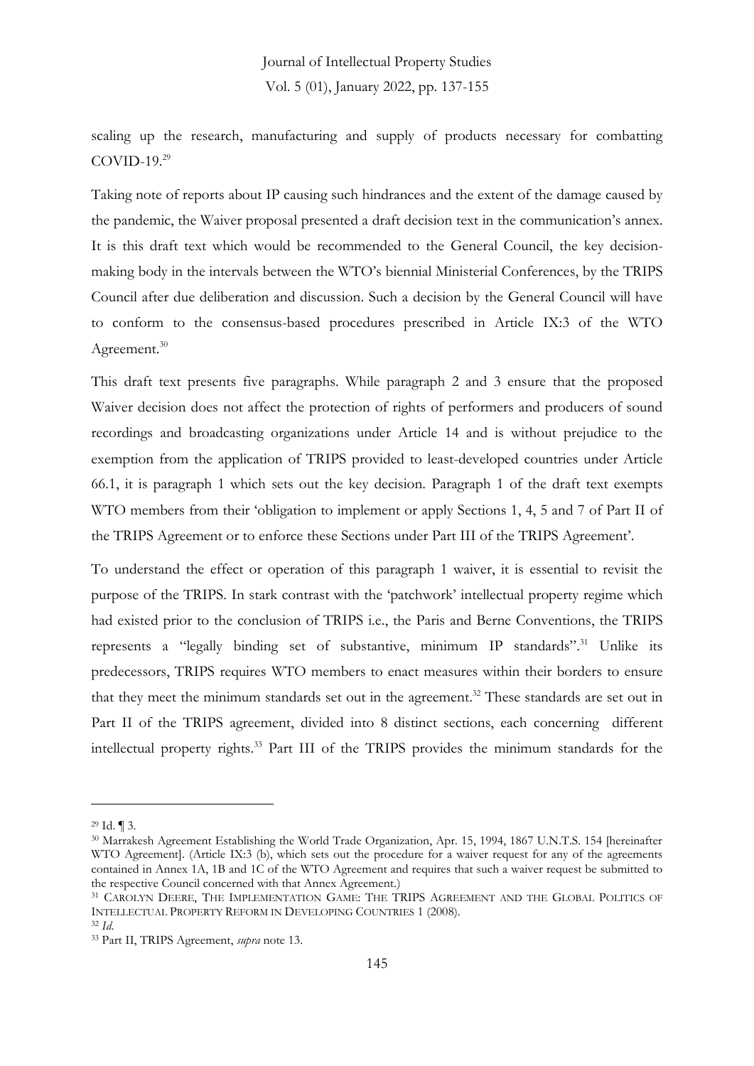scaling up the research, manufacturing and supply of products necessary for combatting COVID-19.[29]

Taking note of reports about IP causing such hindrances and the extent of the damage caused by the pandemic, the Waiver proposal presented a draft decision text in the communication's annex. It is this draft text which would be recommended to the General Council, the key decision-making body in the intervals between the WTO's biennial Ministerial Conferences, by the TRIPS Council after due deliberation and discussion. Such a decision by the General Council will have to conform to the consensus-based procedures prescribed in Article IX:3 of the WTO Agreement.[30]

This draft text presents five paragraphs. While paragraph 2 and 3 ensure that the proposed Waiver decision does not affect the protection of rights of performers and producers of sound recordings and broadcasting organizations under Article 14 and is without prejudice to the exemption from the application of TRIPS provided to least-developed countries under Article 66.1, it is paragraph 1 which sets out the key decision. Paragraph 1 of the draft text exempts WTO members from their 'obligation to implement or apply Sections 1, 4, 5 and 7 of Part II of the TRIPS Agreement or to enforce these Sections under Part III of the TRIPS Agreement'.

To understand the effect or operation of this paragraph 1 waiver, it is essential to revisit the purpose of the TRIPS. In stark contrast with the 'patchwork' intellectual property regime which had existed prior to the conclusion of TRIPS i.e., the Paris and Berne Conventions, the TRIPS represents a "legally binding set of substantive, minimum IP standards".[31] Unlike its predecessors, TRIPS requires WTO members to enact measures within their borders to ensure that they meet the minimum standards set out in the agreement.[32] These standards are set out in Part II of the TRIPS agreement, divided into 8 distinct sections, each concerning different intellectual property rights.[33] Part III of the TRIPS provides the minimum standards for the

---

[29] Id. ¶ 3.

[30] Marrakesh Agreement Establishing the World Trade Organization, Apr. 15, 1994, 1867 U.N.T.S. 154 [hereinafter WTO Agreement]. (Article IX:3 (b), which sets out the procedure for a waiver request for any of the agreements contained in Annex 1A, 1B and 1C of the WTO Agreement and requires that such a waiver request be submitted to the respective Council concerned with that Annex Agreement.)

[31] CAROLYN DEERE, THE IMPLEMENTATION GAME: THE TRIPS AGREEMENT AND THE GLOBAL POLITICS OF INTELLECTUAL PROPERTY REFORM IN DEVELOPING COUNTRIES 1 (2008).

[32] *Id.*

[33] Part II, TRIPS Agreement, *supra* note 13.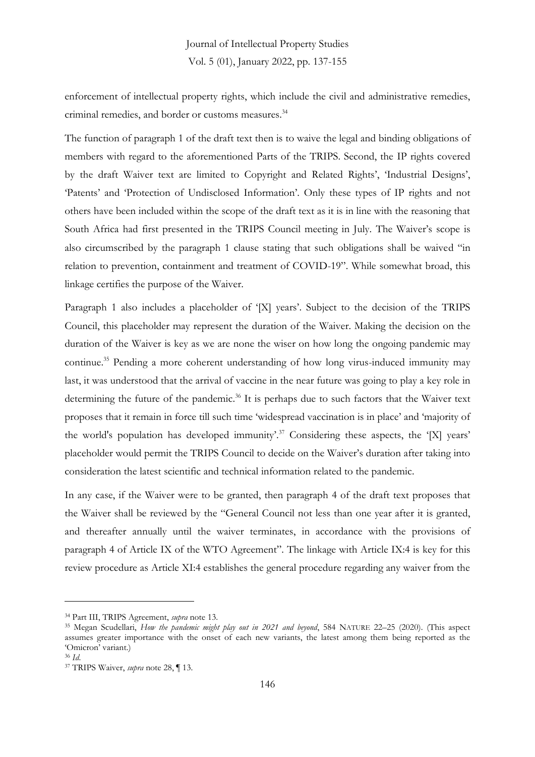enforcement of intellectual property rights, which include the civil and administrative remedies, criminal remedies, and border or customs measures.[34]

The function of paragraph 1 of the draft text then is to waive the legal and binding obligations of members with regard to the aforementioned Parts of the TRIPS. Second, the IP rights covered by the draft Waiver text are limited to Copyright and Related Rights', 'Industrial Designs', 'Patents' and 'Protection of Undisclosed Information'. Only these types of IP rights and not others have been included within the scope of the draft text as it is in line with the reasoning that South Africa had first presented in the TRIPS Council meeting in July. The Waiver's scope is also circumscribed by the paragraph 1 clause stating that such obligations shall be waived "in relation to prevention, containment and treatment of COVID-19". While somewhat broad, this linkage certifies the purpose of the Waiver.

Paragraph 1 also includes a placeholder of '[X] years'. Subject to the decision of the TRIPS Council, this placeholder may represent the duration of the Waiver. Making the decision on the duration of the Waiver is key as we are none the wiser on how long the ongoing pandemic may continue.[35] Pending a more coherent understanding of how long virus-induced immunity may last, it was understood that the arrival of vaccine in the near future was going to play a key role in determining the future of the pandemic.[36] It is perhaps due to such factors that the Waiver text proposes that it remain in force till such time 'widespread vaccination is in place' and 'majority of the world's population has developed immunity'.[37] Considering these aspects, the '[X] years' placeholder would permit the TRIPS Council to decide on the Waiver's duration after taking into consideration the latest scientific and technical information related to the pandemic.

In any case, if the Waiver were to be granted, then paragraph 4 of the draft text proposes that the Waiver shall be reviewed by the "General Council not less than one year after it is granted, and thereafter annually until the waiver terminates, in accordance with the provisions of paragraph 4 of Article IX of the WTO Agreement". The linkage with Article IX:4 is key for this review procedure as Article XI:4 establishes the general procedure regarding any waiver from the

---

[34] Part III, TRIPS Agreement, *supra* note 13.

[35] Megan Scudellari, *How the pandemic might play out in 2021 and beyond*, 584 NATURE 22–25 (2020). (This aspect assumes greater importance with the onset of each new variants, the latest among them being reported as the 'Omicron' variant.)

[36] *Id.*

[37] TRIPS Waiver, *supra* note 28, ¶ 13.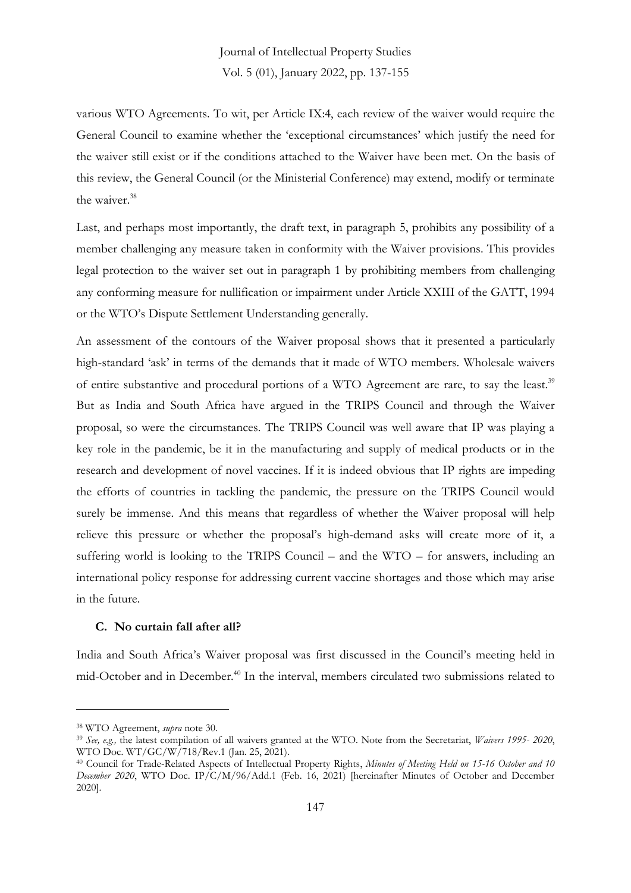various WTO Agreements. To wit, per Article IX:4, each review of the waiver would require the General Council to examine whether the 'exceptional circumstances' which justify the need for the waiver still exist or if the conditions attached to the Waiver have been met. On the basis of this review, the General Council (or the Ministerial Conference) may extend, modify or terminate the waiver.[38]

Last, and perhaps most importantly, the draft text, in paragraph 5, prohibits any possibility of a member challenging any measure taken in conformity with the Waiver provisions. This provides legal protection to the waiver set out in paragraph 1 by prohibiting members from challenging any conforming measure for nullification or impairment under Article XXIII of the GATT, 1994 or the WTO's Dispute Settlement Understanding generally.

An assessment of the contours of the Waiver proposal shows that it presented a particularly high-standard 'ask' in terms of the demands that it made of WTO members. Wholesale waivers of entire substantive and procedural portions of a WTO Agreement are rare, to say the least.[39] But as India and South Africa have argued in the TRIPS Council and through the Waiver proposal, so were the circumstances. The TRIPS Council was well aware that IP was playing a key role in the pandemic, be it in the manufacturing and supply of medical products or in the research and development of novel vaccines. If it is indeed obvious that IP rights are impeding the efforts of countries in tackling the pandemic, the pressure on the TRIPS Council would surely be immense. And this means that regardless of whether the Waiver proposal will help relieve this pressure or whether the proposal's high-demand asks will create more of it, a suffering world is looking to the TRIPS Council – and the WTO – for answers, including an international policy response for addressing current vaccine shortages and those which may arise in the future.

### C. No curtain fall after all?

India and South Africa's Waiver proposal was first discussed in the Council's meeting held in mid-October and in December.[40] In the interval, members circulated two submissions related to

---

[38] WTO Agreement, *supra* note 30.

[39] *See, e.g.,* the latest compilation of all waivers granted at the WTO. Note from the Secretariat, *Waivers 1995- 2020*, WTO Doc. WT/GC/W/718/Rev.1 (Jan. 25, 2021).

[40] Council for Trade-Related Aspects of Intellectual Property Rights, *Minutes of Meeting Held on 15-16 October and 10 December 2020*, WTO Doc. IP/C/M/96/Add.1 (Feb. 16, 2021) [hereinafter Minutes of October and December 2020].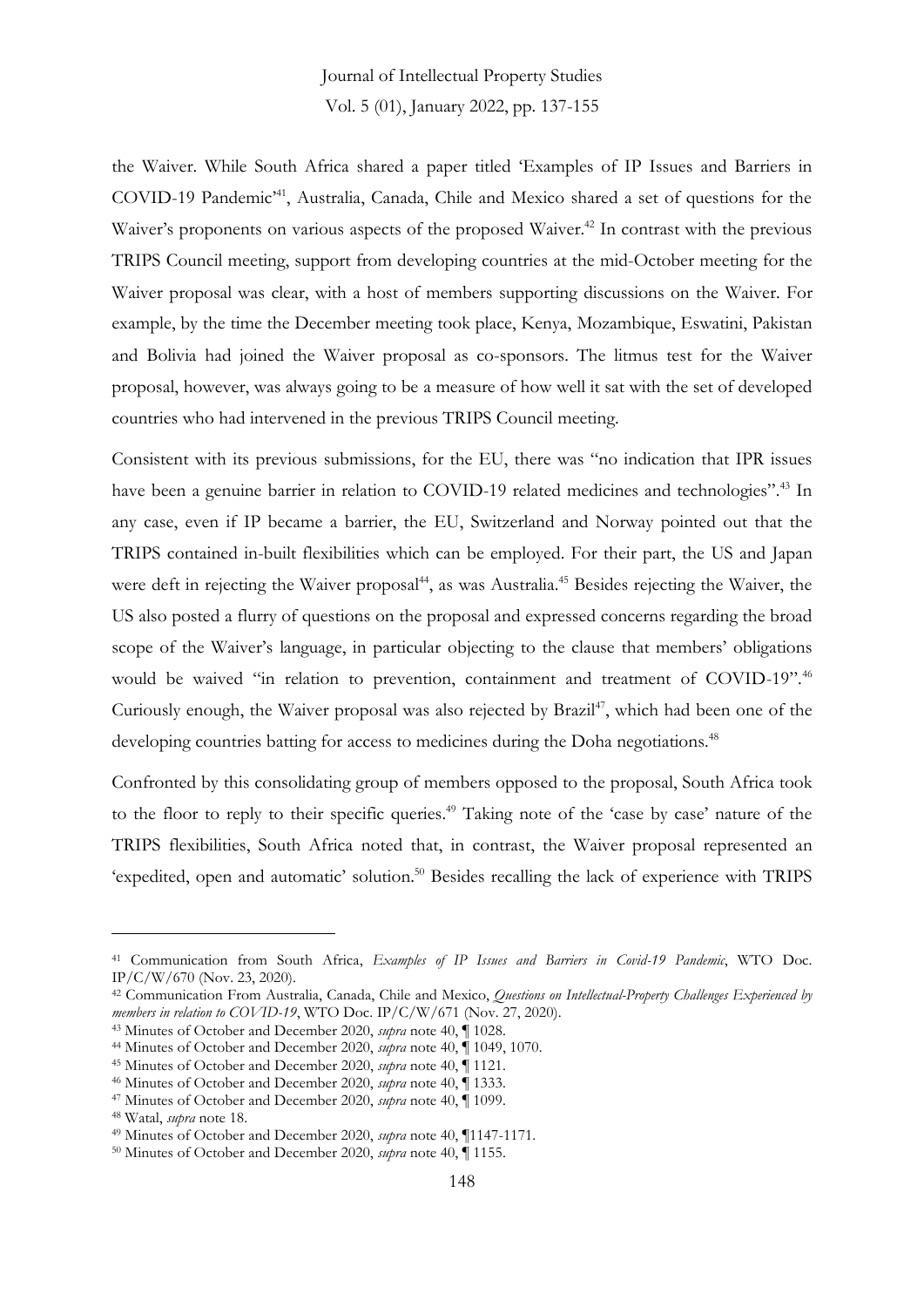the Waiver. While South Africa shared a paper titled 'Examples of IP Issues and Barriers in COVID-19 Pandemic'[41], Australia, Canada, Chile and Mexico shared a set of questions for the Waiver's proponents on various aspects of the proposed Waiver.[42] In contrast with the previous TRIPS Council meeting, support from developing countries at the mid-October meeting for the Waiver proposal was clear, with a host of members supporting discussions on the Waiver. For example, by the time the December meeting took place, Kenya, Mozambique, Eswatini, Pakistan and Bolivia had joined the Waiver proposal as co-sponsors. The litmus test for the Waiver proposal, however, was always going to be a measure of how well it sat with the set of developed countries who had intervened in the previous TRIPS Council meeting.

Consistent with its previous submissions, for the EU, there was "no indication that IPR issues have been a genuine barrier in relation to COVID-19 related medicines and technologies".[43] In any case, even if IP became a barrier, the EU, Switzerland and Norway pointed out that the TRIPS contained in-built flexibilities which can be employed. For their part, the US and Japan were deft in rejecting the Waiver proposal[44], as was Australia.[45] Besides rejecting the Waiver, the US also posted a flurry of questions on the proposal and expressed concerns regarding the broad scope of the Waiver's language, in particular objecting to the clause that members' obligations would be waived "in relation to prevention, containment and treatment of COVID-19".[46] Curiously enough, the Waiver proposal was also rejected by Brazil[47], which had been one of the developing countries batting for access to medicines during the Doha negotiations.[48]

Confronted by this consolidating group of members opposed to the proposal, South Africa took to the floor to reply to their specific queries.[49] Taking note of the 'case by case' nature of the TRIPS flexibilities, South Africa noted that, in contrast, the Waiver proposal represented an 'expedited, open and automatic' solution.[50] Besides recalling the lack of experience with TRIPS

---

[41] Communication from South Africa, *Examples of IP Issues and Barriers in Covid-19 Pandemic*, WTO Doc. IP/C/W/670 (Nov. 23, 2020).

[42] Communication From Australia, Canada, Chile and Mexico, *Questions on Intellectual-Property Challenges Experienced by members in relation to COVID-19*, WTO Doc. IP/C/W/671 (Nov. 27, 2020).

[43] Minutes of October and December 2020, *supra* note 40, ¶ 1028.

[44] Minutes of October and December 2020, *supra* note 40, ¶ 1049, 1070.

[45] Minutes of October and December 2020, *supra* note 40, ¶ 1121.

[46] Minutes of October and December 2020, *supra* note 40, ¶ 1333.

[47] Minutes of October and December 2020, *supra* note 40, ¶ 1099.

[48] Watal, *supra* note 18.

[49] Minutes of October and December 2020, *supra* note 40, ¶1147-1171.

[50] Minutes of October and December 2020, *supra* note 40, ¶ 1155.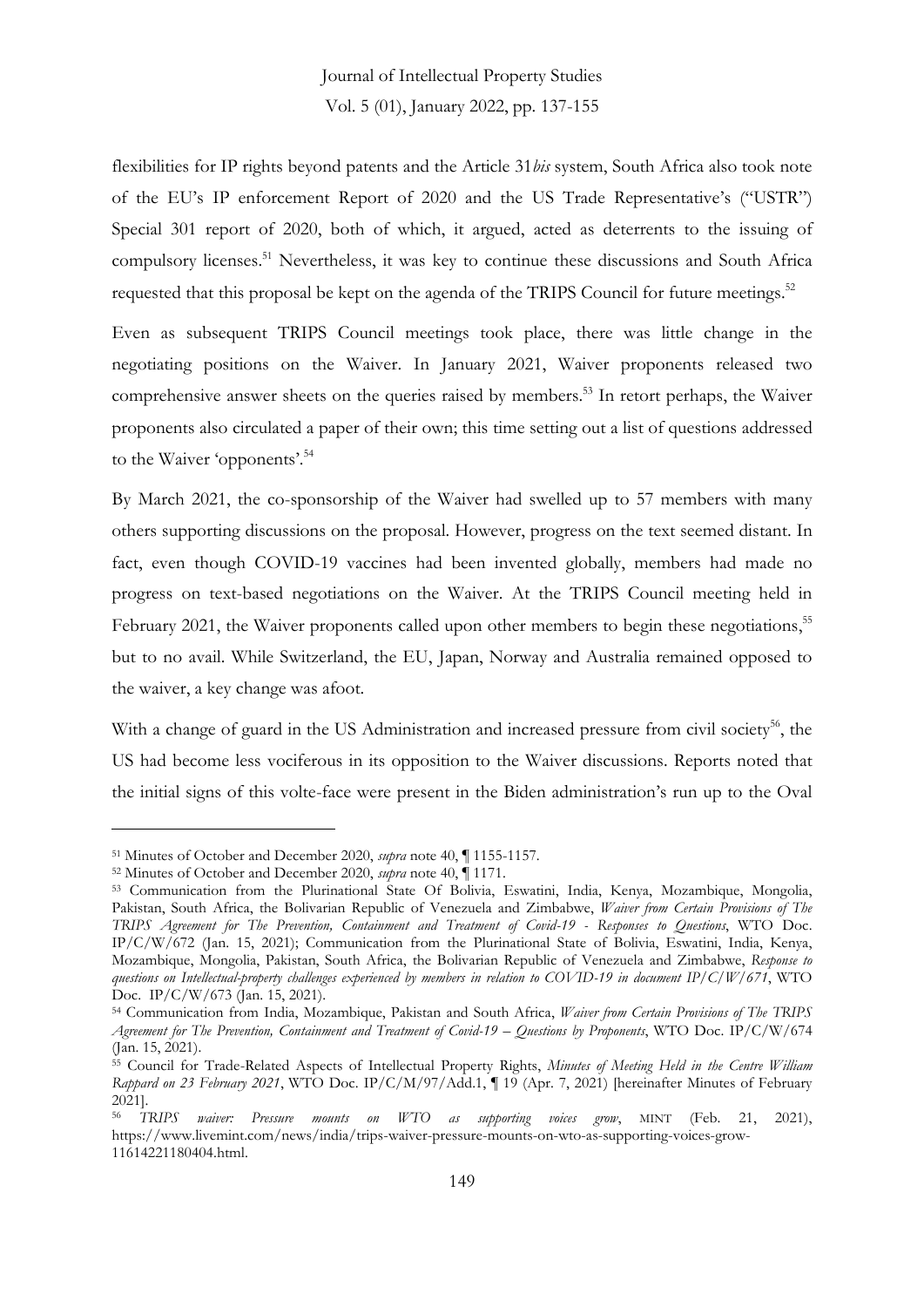flexibilities for IP rights beyond patents and the Article 31*bis* system, South Africa also took note of the EU's IP enforcement Report of 2020 and the US Trade Representative's ("USTR") Special 301 report of 2020, both of which, it argued, acted as deterrents to the issuing of compulsory licenses.[51] Nevertheless, it was key to continue these discussions and South Africa requested that this proposal be kept on the agenda of the TRIPS Council for future meetings.[52]

Even as subsequent TRIPS Council meetings took place, there was little change in the negotiating positions on the Waiver. In January 2021, Waiver proponents released two comprehensive answer sheets on the queries raised by members.[53] In retort perhaps, the Waiver proponents also circulated a paper of their own; this time setting out a list of questions addressed to the Waiver 'opponents'.[54]

By March 2021, the co-sponsorship of the Waiver had swelled up to 57 members with many others supporting discussions on the proposal. However, progress on the text seemed distant. In fact, even though COVID-19 vaccines had been invented globally, members had made no progress on text-based negotiations on the Waiver. At the TRIPS Council meeting held in February 2021, the Waiver proponents called upon other members to begin these negotiations,[55] but to no avail. While Switzerland, the EU, Japan, Norway and Australia remained opposed to the waiver, a key change was afoot.

With a change of guard in the US Administration and increased pressure from civil society[56], the US had become less vociferous in its opposition to the Waiver discussions. Reports noted that the initial signs of this volte-face were present in the Biden administration's run up to the Oval

---

[51] Minutes of October and December 2020, *supra* note 40, ¶ 1155-1157.

[52] Minutes of October and December 2020, *supra* note 40, ¶ 1171.

[53] Communication from the Plurinational State Of Bolivia, Eswatini, India, Kenya, Mozambique, Mongolia, Pakistan, South Africa, the Bolivarian Republic of Venezuela and Zimbabwe, *Waiver from Certain Provisions of The TRIPS Agreement for The Prevention, Containment and Treatment of Covid-19 - Responses to Questions*, WTO Doc. IP/C/W/672 (Jan. 15, 2021); Communication from the Plurinational State of Bolivia, Eswatini, India, Kenya, Mozambique, Mongolia, Pakistan, South Africa, the Bolivarian Republic of Venezuela and Zimbabwe, *Response to questions on Intellectual-property challenges experienced by members in relation to COVID-19 in document IP/C/W/671*, WTO Doc. IP/C/W/673 (Jan. 15, 2021).

[54] Communication from India, Mozambique, Pakistan and South Africa, *Waiver from Certain Provisions of The TRIPS Agreement for The Prevention, Containment and Treatment of Covid-19 – Questions by Proponents*, WTO Doc. IP/C/W/674 (Jan. 15, 2021).

[55] Council for Trade-Related Aspects of Intellectual Property Rights, *Minutes of Meeting Held in the Centre William Rappard on 23 February 2021*, WTO Doc. IP/C/M/97/Add.1, ¶ 19 (Apr. 7, 2021) [hereinafter Minutes of February 2021].

[56] *TRIPS waiver: Pressure mounts on WTO as supporting voices grow*, MINT (Feb. 21, 2021), https://www.livemint.com/news/india/trips-waiver-pressure-mounts-on-wto-as-supporting-voices-grow-11614221180404.html.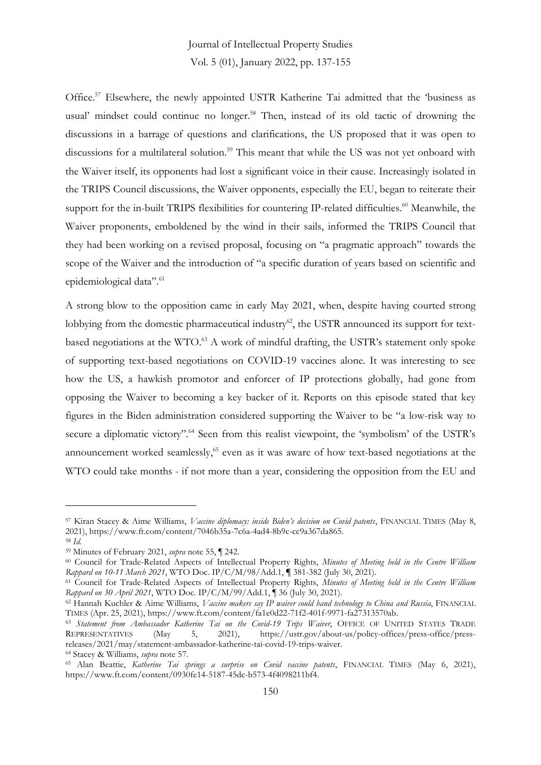Office.[57] Elsewhere, the newly appointed USTR Katherine Tai admitted that the 'business as usual' mindset could continue no longer.[58] Then, instead of its old tactic of drowning the discussions in a barrage of questions and clarifications, the US proposed that it was open to discussions for a multilateral solution.[59] This meant that while the US was not yet onboard with the Waiver itself, its opponents had lost a significant voice in their cause. Increasingly isolated in the TRIPS Council discussions, the Waiver opponents, especially the EU, began to reiterate their support for the in-built TRIPS flexibilities for countering IP-related difficulties.[60] Meanwhile, the Waiver proponents, emboldened by the wind in their sails, informed the TRIPS Council that they had been working on a revised proposal, focusing on "a pragmatic approach" towards the scope of the Waiver and the introduction of "a specific duration of years based on scientific and epidemiological data".[61]

A strong blow to the opposition came in early May 2021, when, despite having courted strong lobbying from the domestic pharmaceutical industry[62], the USTR announced its support for text-based negotiations at the WTO.[63] A work of mindful drafting, the USTR's statement only spoke of supporting text-based negotiations on COVID-19 vaccines alone. It was interesting to see how the US, a hawkish promotor and enforcer of IP protections globally, had gone from opposing the Waiver to becoming a key backer of it. Reports on this episode stated that key figures in the Biden administration considered supporting the Waiver to be "a low-risk way to secure a diplomatic victory".[64] Seen from this realist viewpoint, the 'symbolism' of the USTR's announcement worked seamlessly,[65] even as it was aware of how text-based negotiations at the WTO could take months - if not more than a year, considering the opposition from the EU and

---

[57] Kiran Stacey & Aime Williams, *Vaccine diplomacy: inside Biden's decision on Covid patents*, FINANCIAL TIMES (May 8, 2021), https://www.ft.com/content/7046b35a-7c6a-4ad4-8b9c-cc9a367da865.

[58] *Id.*

[59] Minutes of February 2021, *supra* note 55, ¶ 242.

[60] Council for Trade-Related Aspects of Intellectual Property Rights, *Minutes of Meeting held in the Centre William Rappard on 10-11 March 2021*, WTO Doc. IP/C/M/98/Add.1, ¶ 381-382 (July 30, 2021).

[61] Council for Trade-Related Aspects of Intellectual Property Rights, *Minutes of Meeting held in the Centre William Rappard on 30 April 2021*, WTO Doc. IP/C/M/99/Add.1, ¶ 36 (July 30, 2021).

[62] Hannah Kuchler & Aime Williams, *Vaccine makers say IP waiver could hand technology to China and Russia*, FINANCIAL TIMES (Apr. 25, 2021), https://www.ft.com/content/fa1e0d22-71f2-401f-9971-fa27313570ab.

[63] *Statement from Ambassador Katherine Tai on the Covid-19 Trips Waiver*, OFFICE OF UNITED STATES TRADE REPRESENTATIVES (May 5, 2021), https://ustr.gov/about-us/policy-offices/press-office/press-releases/2021/may/statement-ambassador-katherine-tai-covid-19-trips-waiver.

[64] Stacey & Williams, *supra* note 57.

[65] Alan Beattie, *Katherine Tai springs a surprise on Covid vaccine patents*, FINANCIAL TIMES (May 6, 2021), https://www.ft.com/content/0930fe14-5187-45dc-b573-4f4098211bf4.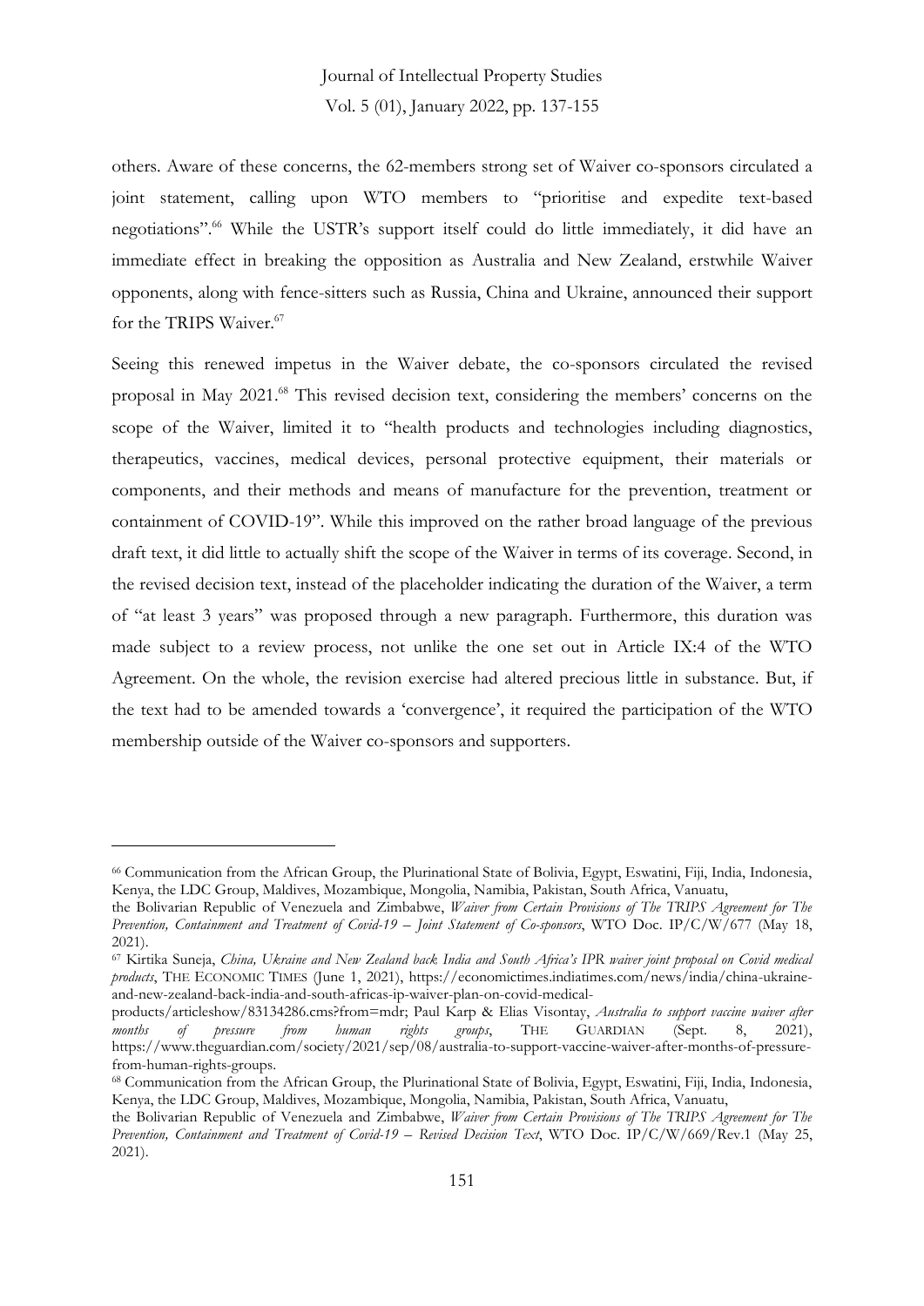others. Aware of these concerns, the 62-members strong set of Waiver co-sponsors circulated a joint statement, calling upon WTO members to "prioritise and expedite text-based negotiations".[66] While the USTR's support itself could do little immediately, it did have an immediate effect in breaking the opposition as Australia and New Zealand, erstwhile Waiver opponents, along with fence-sitters such as Russia, China and Ukraine, announced their support for the TRIPS Waiver.[67]

Seeing this renewed impetus in the Waiver debate, the co-sponsors circulated the revised proposal in May 2021.[68] This revised decision text, considering the members' concerns on the scope of the Waiver, limited it to "health products and technologies including diagnostics, therapeutics, vaccines, medical devices, personal protective equipment, their materials or components, and their methods and means of manufacture for the prevention, treatment or containment of COVID-19". While this improved on the rather broad language of the previous draft text, it did little to actually shift the scope of the Waiver in terms of its coverage. Second, in the revised decision text, instead of the placeholder indicating the duration of the Waiver, a term of "at least 3 years" was proposed through a new paragraph. Furthermore, this duration was made subject to a review process, not unlike the one set out in Article IX:4 of the WTO Agreement. On the whole, the revision exercise had altered precious little in substance. But, if the text had to be amended towards a 'convergence', it required the participation of the WTO membership outside of the Waiver co-sponsors and supporters.

---

[66] Communication from the African Group, the Plurinational State of Bolivia, Egypt, Eswatini, Fiji, India, Indonesia, Kenya, the LDC Group, Maldives, Mozambique, Mongolia, Namibia, Pakistan, South Africa, Vanuatu, the Bolivarian Republic of Venezuela and Zimbabwe, *Waiver from Certain Provisions of The TRIPS Agreement for The Prevention, Containment and Treatment of Covid-19 – Joint Statement of Co-sponsors*, WTO Doc. IP/C/W/677 (May 18, 2021).

[67] Kirtika Suneja, *China, Ukraine and New Zealand back India and South Africa's IPR waiver joint proposal on Covid medical products*, THE ECONOMIC TIMES (June 1, 2021), https://economictimes.indiatimes.com/news/india/china-ukraine-and-new-zealand-back-india-and-south-africas-ip-waiver-plan-on-covid-medical-products/articleshow/83134286.cms?from=mdr; Paul Karp & Elias Visontay, *Australia to support vaccine waiver after months of pressure from human rights groups*, THE GUARDIAN (Sept. 8, 2021), https://www.theguardian.com/society/2021/sep/08/australia-to-support-vaccine-waiver-after-months-of-pressure-from-human-rights-groups.

[68] Communication from the African Group, the Plurinational State of Bolivia, Egypt, Eswatini, Fiji, India, Indonesia, Kenya, the LDC Group, Maldives, Mozambique, Mongolia, Namibia, Pakistan, South Africa, Vanuatu, the Bolivarian Republic of Venezuela and Zimbabwe, *Waiver from Certain Provisions of The TRIPS Agreement for The Prevention, Containment and Treatment of Covid-19 – Revised Decision Text*, WTO Doc. IP/C/W/669/Rev.1 (May 25, 2021).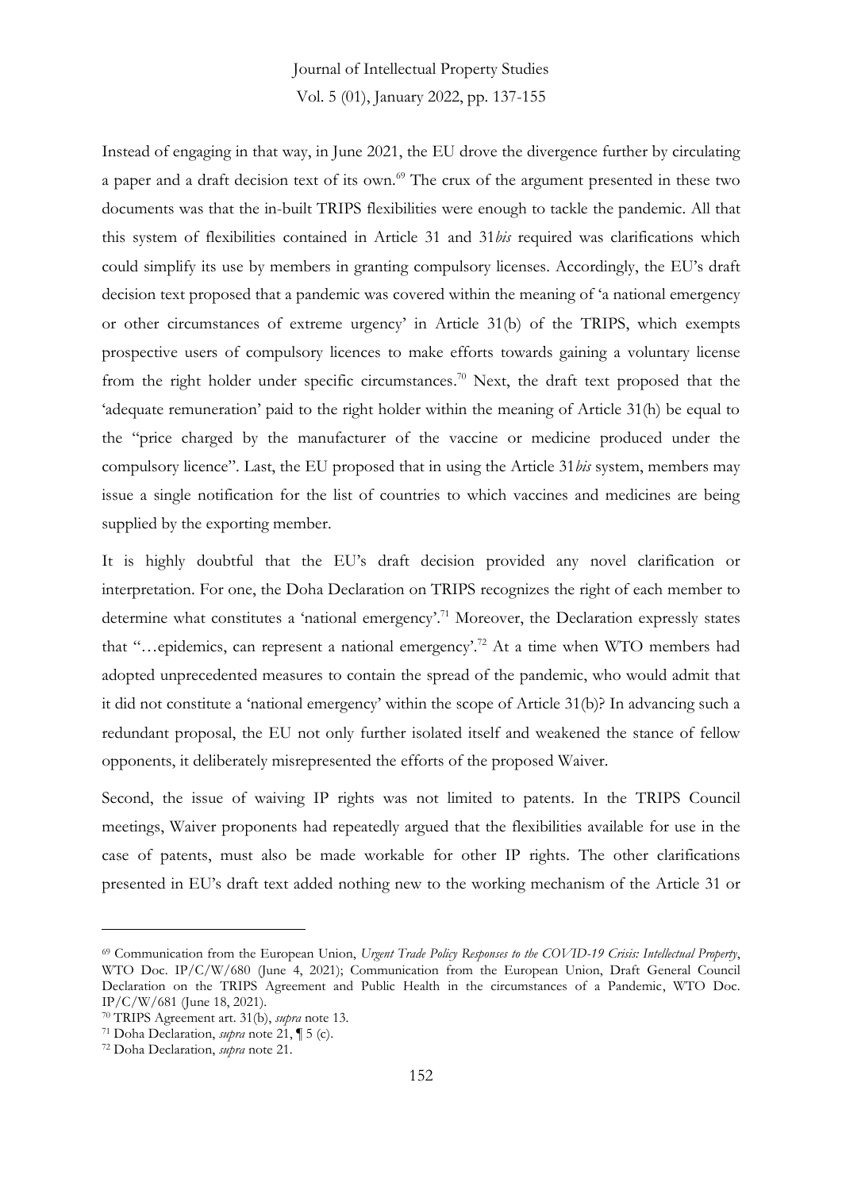Instead of engaging in that way, in June 2021, the EU drove the divergence further by circulating a paper and a draft decision text of its own.[69] The crux of the argument presented in these two documents was that the in-built TRIPS flexibilities were enough to tackle the pandemic. All that this system of flexibilities contained in Article 31 and 31*bis* required was clarifications which could simplify its use by members in granting compulsory licenses. Accordingly, the EU's draft decision text proposed that a pandemic was covered within the meaning of 'a national emergency or other circumstances of extreme urgency' in Article 31(b) of the TRIPS, which exempts prospective users of compulsory licences to make efforts towards gaining a voluntary license from the right holder under specific circumstances.[70] Next, the draft text proposed that the 'adequate remuneration' paid to the right holder within the meaning of Article 31(h) be equal to the "price charged by the manufacturer of the vaccine or medicine produced under the compulsory licence". Last, the EU proposed that in using the Article 31*bis* system, members may issue a single notification for the list of countries to which vaccines and medicines are being supplied by the exporting member.

It is highly doubtful that the EU's draft decision provided any novel clarification or interpretation. For one, the Doha Declaration on TRIPS recognizes the right of each member to determine what constitutes a 'national emergency'.[71] Moreover, the Declaration expressly states that "…epidemics, can represent a national emergency'.[72] At a time when WTO members had adopted unprecedented measures to contain the spread of the pandemic, who would admit that it did not constitute a 'national emergency' within the scope of Article 31(b)? In advancing such a redundant proposal, the EU not only further isolated itself and weakened the stance of fellow opponents, it deliberately misrepresented the efforts of the proposed Waiver.

Second, the issue of waiving IP rights was not limited to patents. In the TRIPS Council meetings, Waiver proponents had repeatedly argued that the flexibilities available for use in the case of patents, must also be made workable for other IP rights. The other clarifications presented in EU's draft text added nothing new to the working mechanism of the Article 31 or

---

[69] Communication from the European Union, *Urgent Trade Policy Responses to the COVID-19 Crisis: Intellectual Property*, WTO Doc. IP/C/W/680 (June 4, 2021); Communication from the European Union, Draft General Council Declaration on the TRIPS Agreement and Public Health in the circumstances of a Pandemic, WTO Doc. IP/C/W/681 (June 18, 2021).

[70] TRIPS Agreement art. 31(b), *supra* note 13.

[71] Doha Declaration, *supra* note 21, ¶ 5 (c).

[72] Doha Declaration, *supra* note 21.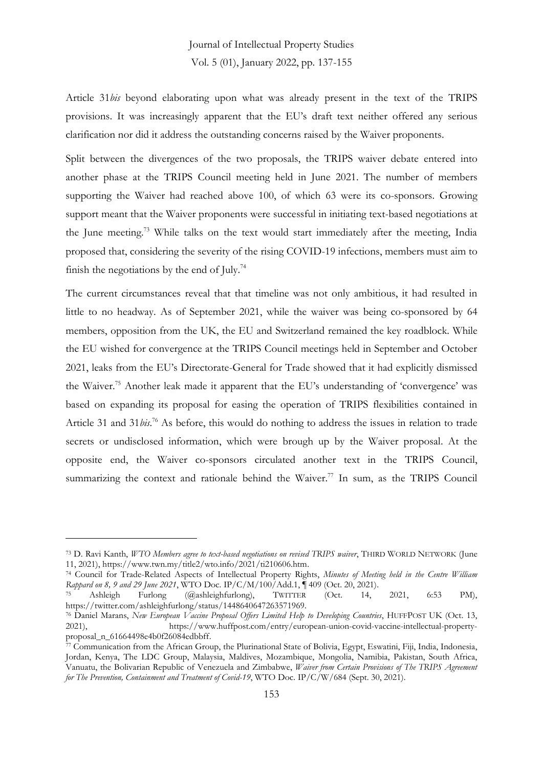Article 31*bis* beyond elaborating upon what was already present in the text of the TRIPS provisions. It was increasingly apparent that the EU's draft text neither offered any serious clarification nor did it address the outstanding concerns raised by the Waiver proponents.

Split between the divergences of the two proposals, the TRIPS waiver debate entered into another phase at the TRIPS Council meeting held in June 2021. The number of members supporting the Waiver had reached above 100, of which 63 were its co-sponsors. Growing support meant that the Waiver proponents were successful in initiating text-based negotiations at the June meeting.[73] While talks on the text would start immediately after the meeting, India proposed that, considering the severity of the rising COVID-19 infections, members must aim to finish the negotiations by the end of July.[74]

The current circumstances reveal that that timeline was not only ambitious, it had resulted in little to no headway. As of September 2021, while the waiver was being co-sponsored by 64 members, opposition from the UK, the EU and Switzerland remained the key roadblock. While the EU wished for convergence at the TRIPS Council meetings held in September and October 2021, leaks from the EU's Directorate-General for Trade showed that it had explicitly dismissed the Waiver.[75] Another leak made it apparent that the EU's understanding of 'convergence' was based on expanding its proposal for easing the operation of TRIPS flexibilities contained in Article 31 and 31*bis*.[76] As before, this would do nothing to address the issues in relation to trade secrets or undisclosed information, which were brough up by the Waiver proposal. At the opposite end, the Waiver co-sponsors circulated another text in the TRIPS Council, summarizing the context and rationale behind the Waiver.[77] In sum, as the TRIPS Council

---

[73] D. Ravi Kanth, *WTO Members agree to text-based negotiations on revised TRIPS waiver*, THIRD WORLD NETWORK (June 11, 2021), https://www.twn.my/title2/wto.info/2021/ti210606.htm.

[74] Council for Trade-Related Aspects of Intellectual Property Rights, *Minutes of Meeting held in the Centre William Rappard on 8, 9 and 29 June 2021*, WTO Doc. IP/C/M/100/Add.1, ¶ 409 (Oct. 20, 2021).

[75] Ashleigh Furlong (@ashleighfurlong), TWITTER (Oct. 14, 2021, 6:53 PM), https://twitter.com/ashleighfurlong/status/1448640647263571969.

[76] Daniel Marans, *New European Vaccine Proposal Offers Limited Help to Developing Countries*, HUFFPOST UK (Oct. 13, 2021), https://www.huffpost.com/entry/european-union-covid-vaccine-intellectual-property-proposal_n_61664498e4b0f26084edbbff.

[77] Communication from the African Group, the Plurinational State of Bolivia, Egypt, Eswatini, Fiji, India, Indonesia, Jordan, Kenya, The LDC Group, Malaysia, Maldives, Mozambique, Mongolia, Namibia, Pakistan, South Africa, Vanuatu, the Bolivarian Republic of Venezuela and Zimbabwe, *Waiver from Certain Provisions of The TRIPS Agreement for The Prevention, Containment and Treatment of Covid-19*, WTO Doc. IP/C/W/684 (Sept. 30, 2021).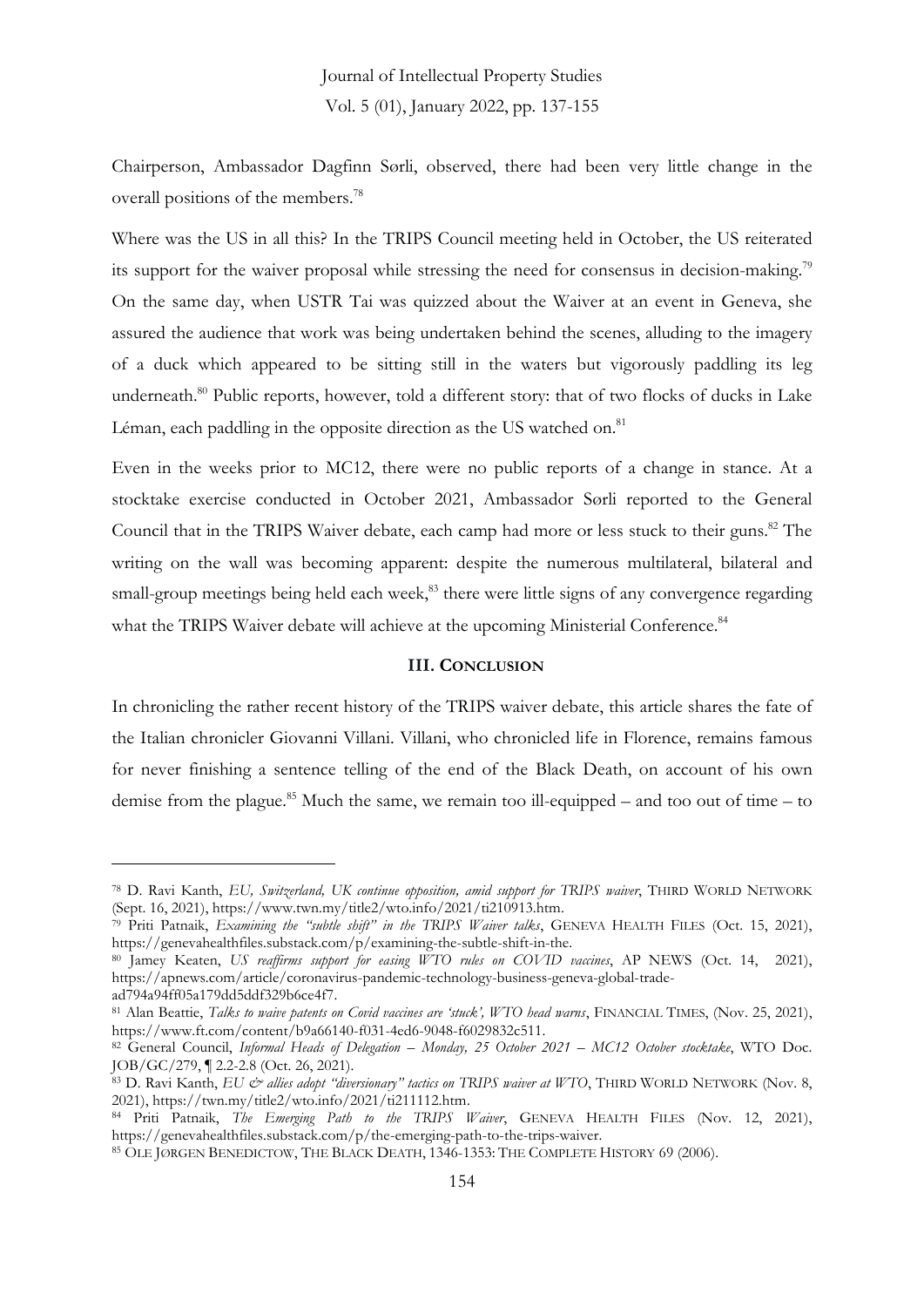Chairperson, Ambassador Dagfinn Sørli, observed, there had been very little change in the overall positions of the members.[78]

Where was the US in all this? In the TRIPS Council meeting held in October, the US reiterated its support for the waiver proposal while stressing the need for consensus in decision-making.[79] On the same day, when USTR Tai was quizzed about the Waiver at an event in Geneva, she assured the audience that work was being undertaken behind the scenes, alluding to the imagery of a duck which appeared to be sitting still in the waters but vigorously paddling its leg underneath.[80] Public reports, however, told a different story: that of two flocks of ducks in Lake Léman, each paddling in the opposite direction as the US watched on.[81]

Even in the weeks prior to MC12, there were no public reports of a change in stance. At a stocktake exercise conducted in October 2021, Ambassador Sørli reported to the General Council that in the TRIPS Waiver debate, each camp had more or less stuck to their guns.[82] The writing on the wall was becoming apparent: despite the numerous multilateral, bilateral and small-group meetings being held each week,[83] there were little signs of any convergence regarding what the TRIPS Waiver debate will achieve at the upcoming Ministerial Conference.[84]

## III. CONCLUSION

In chronicling the rather recent history of the TRIPS waiver debate, this article shares the fate of the Italian chronicler Giovanni Villani. Villani, who chronicled life in Florence, remains famous for never finishing a sentence telling of the end of the Black Death, on account of his own demise from the plague.[85] Much the same, we remain too ill-equipped – and too out of time – to

---

[78] D. Ravi Kanth, *EU, Switzerland, UK continue opposition, amid support for TRIPS waiver*, THIRD WORLD NETWORK (Sept. 16, 2021), https://www.twn.my/title2/wto.info/2021/ti210913.htm.

[79] Priti Patnaik, *Examining the "subtle shift" in the TRIPS Waiver talks*, GENEVA HEALTH FILES (Oct. 15, 2021), https://genevahealthfiles.substack.com/p/examining-the-subtle-shift-in-the.

[80] Jamey Keaten, *US reaffirms support for easing WTO rules on COVID vaccines*, AP NEWS (Oct. 14, 2021), https://apnews.com/article/coronavirus-pandemic-technology-business-geneva-global-trade-ad794a94ff05a179dd5ddf329b6ce4f7.

[81] Alan Beattie, *Talks to waive patents on Covid vaccines are 'stuck', WTO head warns*, FINANCIAL TIMES, (Nov. 25, 2021), https://www.ft.com/content/b9a66140-f031-4ed6-9048-f6029832c511.

[82] General Council, *Informal Heads of Delegation – Monday, 25 October 2021 – MC12 October stocktake*, WTO Doc. JOB/GC/279, ¶ 2.2-2.8 (Oct. 26, 2021).

[83] D. Ravi Kanth, *EU & allies adopt "diversionary" tactics on TRIPS waiver at WTO*, THIRD WORLD NETWORK (Nov. 8, 2021), https://twn.my/title2/wto.info/2021/ti211112.htm.

[84] Priti Patnaik, *The Emerging Path to the TRIPS Waiver*, GENEVA HEALTH FILES (Nov. 12, 2021), https://genevahealthfiles.substack.com/p/the-emerging-path-to-the-trips-waiver.

[85] OLE JØRGEN BENEDICTOW, THE BLACK DEATH, 1346-1353: THE COMPLETE HISTORY 69 (2006).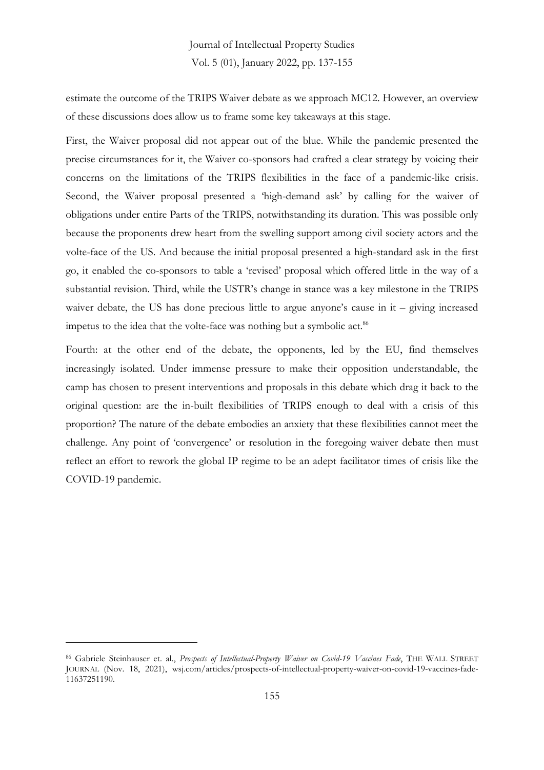estimate the outcome of the TRIPS Waiver debate as we approach MC12. However, an overview of these discussions does allow us to frame some key takeaways at this stage.

First, the Waiver proposal did not appear out of the blue. While the pandemic presented the precise circumstances for it, the Waiver co-sponsors had crafted a clear strategy by voicing their concerns on the limitations of the TRIPS flexibilities in the face of a pandemic-like crisis. Second, the Waiver proposal presented a 'high-demand ask' by calling for the waiver of obligations under entire Parts of the TRIPS, notwithstanding its duration. This was possible only because the proponents drew heart from the swelling support among civil society actors and the volte-face of the US. And because the initial proposal presented a high-standard ask in the first go, it enabled the co-sponsors to table a 'revised' proposal which offered little in the way of a substantial revision. Third, while the USTR's change in stance was a key milestone in the TRIPS waiver debate, the US has done precious little to argue anyone's cause in it – giving increased impetus to the idea that the volte-face was nothing but a symbolic act.[86]

Fourth: at the other end of the debate, the opponents, led by the EU, find themselves increasingly isolated. Under immense pressure to make their opposition understandable, the camp has chosen to present interventions and proposals in this debate which drag it back to the original question: are the in-built flexibilities of TRIPS enough to deal with a crisis of this proportion? The nature of the debate embodies an anxiety that these flexibilities cannot meet the challenge. Any point of 'convergence' or resolution in the foregoing waiver debate then must reflect an effort to rework the global IP regime to be an adept facilitator times of crisis like the COVID-19 pandemic.

---

[86] Gabriele Steinhauser et. al., *Prospects of Intellectual-Property Waiver on Covid-19 Vaccines Fade*, THE WALL STREET JOURNAL (Nov. 18, 2021), wsj.com/articles/prospects-of-intellectual-property-waiver-on-covid-19-vaccines-fade-11637251190.